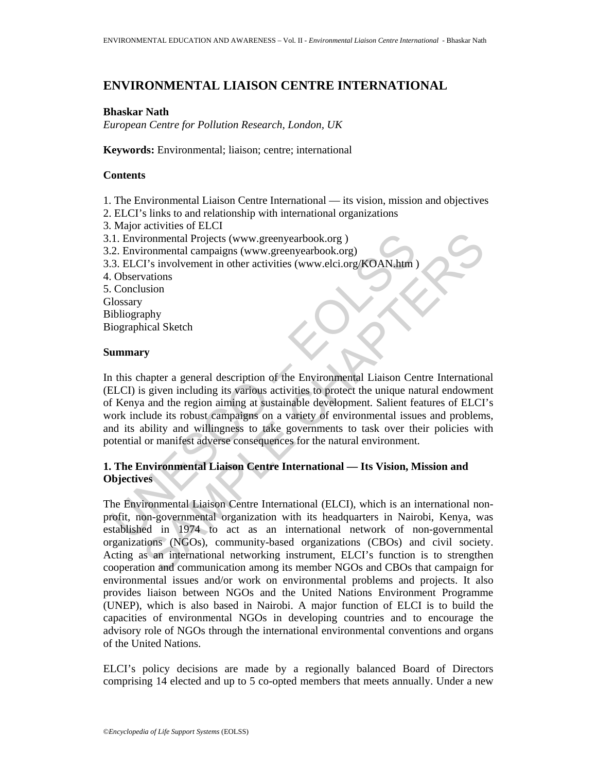# ENVIRONMENTAL LIAISON CENTRE INTERNATIONAL

**Bhaskar Nath**
*European Centre for Pollution Research, London, UK*

**Keywords:** Environmental; liaison; centre; international

## Contents

1. The Environmental Liaison Centre International — its vision, mission and objectives
2. ELCI's links to and relationship with international organizations
3. Major activities of ELCI
3.1. Environmental Projects (www.greenyearbook.org )
3.2. Environmental campaigns (www.greenyearbook.org)
3.3. ELCI's involvement in other activities (www.elci.org/KOAN.htm )
4. Observations
5. Conclusion
Glossary
Bibliography
Biographical Sketch

## Summary

In this chapter a general description of the Environmental Liaison Centre International (ELCI) is given including its various activities to protect the unique natural endowment of Kenya and the region aiming at sustainable development. Salient features of ELCI's work include its robust campaigns on a variety of environmental issues and problems, and its ability and willingness to take governments to task over their policies with potential or manifest adverse consequences for the natural environment.

## 1. The Environmental Liaison Centre International — Its Vision, Mission and Objectives

The Environmental Liaison Centre International (ELCI), which is an international non-profit, non-governmental organization with its headquarters in Nairobi, Kenya, was established in 1974 to act as an international network of non-governmental organizations (NGOs), community-based organizations (CBOs) and civil society. Acting as an international networking instrument, ELCI's function is to strengthen cooperation and communication among its member NGOs and CBOs that campaign for environmental issues and/or work on environmental problems and projects. It also provides liaison between NGOs and the United Nations Environment Programme (UNEP), which is also based in Nairobi. A major function of ELCI is to build the capacities of environmental NGOs in developing countries and to encourage the advisory role of NGOs through the international environmental conventions and organs of the United Nations.

ELCI's policy decisions are made by a regionally balanced Board of Directors comprising 14 elected and up to 5 co-opted members that meets annually. Under a new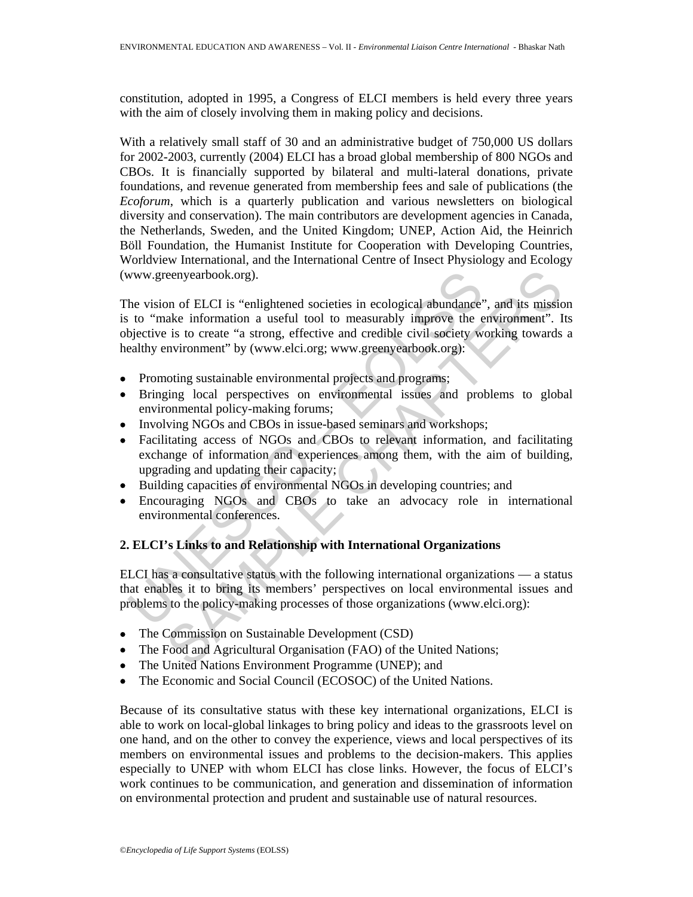constitution, adopted in 1995, a Congress of ELCI members is held every three years with the aim of closely involving them in making policy and decisions.

With a relatively small staff of 30 and an administrative budget of 750,000 US dollars for 2002-2003, currently (2004) ELCI has a broad global membership of 800 NGOs and CBOs. It is financially supported by bilateral and multi-lateral donations, private foundations, and revenue generated from membership fees and sale of publications (the *Ecoforum*, which is a quarterly publication and various newsletters on biological diversity and conservation). The main contributors are development agencies in Canada, the Netherlands, Sweden, and the United Kingdom; UNEP, Action Aid, the Heinrich Böll Foundation, the Humanist Institute for Cooperation with Developing Countries, Worldview International, and the International Centre of Insect Physiology and Ecology (www.greenyearbook.org).

The vision of ELCI is "enlightened societies in ecological abundance", and its mission is to "make information a useful tool to measurably improve the environment". Its objective is to create "a strong, effective and credible civil society working towards a healthy environment" by (www.elci.org; www.greenyearbook.org):

- Promoting sustainable environmental projects and programs;
- Bringing local perspectives on environmental issues and problems to global environmental policy-making forums;
- Involving NGOs and CBOs in issue-based seminars and workshops;
- Facilitating access of NGOs and CBOs to relevant information, and facilitating exchange of information and experiences among them, with the aim of building, upgrading and updating their capacity;
- Building capacities of environmental NGOs in developing countries; and
- Encouraging NGOs and CBOs to take an advocacy role in international environmental conferences.

## 2. ELCI's Links to and Relationship with International Organizations

ELCI has a consultative status with the following international organizations — a status that enables it to bring its members' perspectives on local environmental issues and problems to the policy-making processes of those organizations (www.elci.org):

- The Commission on Sustainable Development (CSD)
- The Food and Agricultural Organisation (FAO) of the United Nations;
- The United Nations Environment Programme (UNEP); and
- The Economic and Social Council (ECOSOC) of the United Nations.

Because of its consultative status with these key international organizations, ELCI is able to work on local-global linkages to bring policy and ideas to the grassroots level on one hand, and on the other to convey the experience, views and local perspectives of its members on environmental issues and problems to the decision-makers. This applies especially to UNEP with whom ELCI has close links. However, the focus of ELCI's work continues to be communication, and generation and dissemination of information on environmental protection and prudent and sustainable use of natural resources.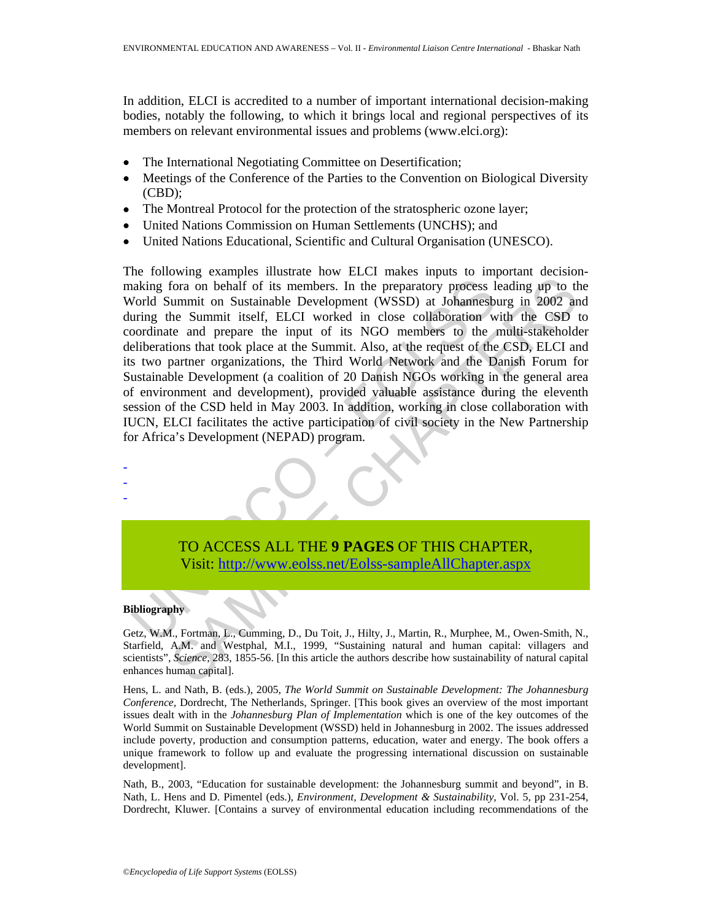In addition, ELCI is accredited to a number of important international decision-making bodies, notably the following, to which it brings local and regional perspectives of its members on relevant environmental issues and problems (www.elci.org):

- The International Negotiating Committee on Desertification;
- Meetings of the Conference of the Parties to the Convention on Biological Diversity (CBD);
- The Montreal Protocol for the protection of the stratospheric ozone layer;
- United Nations Commission on Human Settlements (UNCHS); and
- United Nations Educational, Scientific and Cultural Organisation (UNESCO).

The following examples illustrate how ELCI makes inputs to important decision-making fora on behalf of its members. In the preparatory process leading up to the World Summit on Sustainable Development (WSSD) at Johannesburg in 2002 and during the Summit itself, ELCI worked in close collaboration with the CSD to coordinate and prepare the input of its NGO members to the multi-stakeholder deliberations that took place at the Summit. Also, at the request of the CSD, ELCI and its two partner organizations, the Third World Network and the Danish Forum for Sustainable Development (a coalition of 20 Danish NGOs working in the general area of environment and development), provided valuable assistance during the eleventh session of the CSD held in May 2003. In addition, working in close collaboration with IUCN, ELCI facilitates the active participation of civil society in the New Partnership for Africa's Development (NEPAD) program.

-
-
-

TO ACCESS ALL THE **9 PAGES** OF THIS CHAPTER,
Visit: [http://www.eolss.net/Eolss-sampleAllChapter.aspx](http://www.eolss.net/Eolss-sampleAllChapter.aspx)

**Bibliography**

Getz, W.M., Fortman, L., Cumming, D., Du Toit, J., Hilty, J., Martin, R., Murphee, M., Owen-Smith, N., Starfield, A.M. and Westphal, M.I., 1999, "Sustaining natural and human capital: villagers and scientists", *Science*, 283, 1855-56. [In this article the authors describe how sustainability of natural capital enhances human capital].

Hens, L. and Nath, B. (eds.), 2005, *The World Summit on Sustainable Development: The Johannesburg Conference*, Dordrecht, The Netherlands, Springer. [This book gives an overview of the most important issues dealt with in the *Johannesburg Plan of Implementation* which is one of the key outcomes of the World Summit on Sustainable Development (WSSD) held in Johannesburg in 2002. The issues addressed include poverty, production and consumption patterns, education, water and energy. The book offers a unique framework to follow up and evaluate the progressing international discussion on sustainable development].

Nath, B., 2003, "Education for sustainable development: the Johannesburg summit and beyond", in B. Nath, L. Hens and D. Pimentel (eds.), *Environment, Development & Sustainability*, Vol. 5, pp 231-254, Dordrecht, Kluwer. [Contains a survey of environmental education including recommendations of the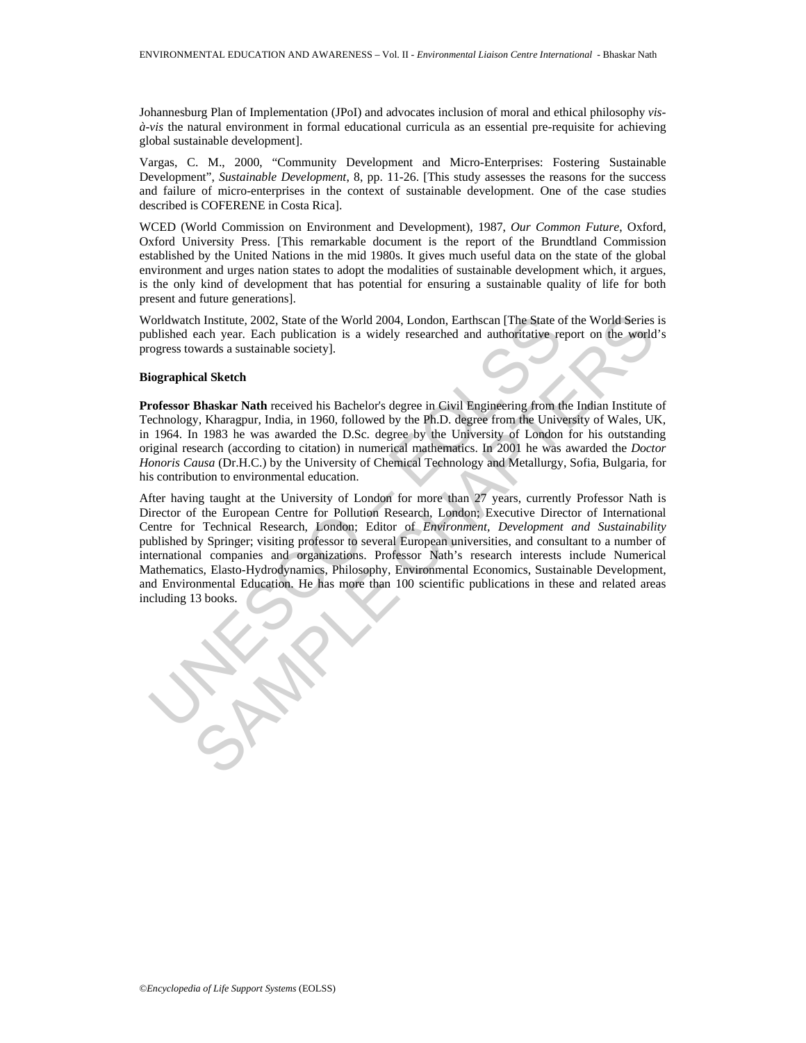Johannesburg Plan of Implementation (JPoI) and advocates inclusion of moral and ethical philosophy *vis-à-vis* the natural environment in formal educational curricula as an essential pre-requisite for achieving global sustainable development].

Vargas, C. M., 2000, "Community Development and Micro-Enterprises: Fostering Sustainable Development", *Sustainable Development*, 8, pp. 11-26. [This study assesses the reasons for the success and failure of micro-enterprises in the context of sustainable development. One of the case studies described is COFERENE in Costa Rica].

WCED (World Commission on Environment and Development), 1987, *Our Common Future*, Oxford, Oxford University Press. [This remarkable document is the report of the Brundtland Commission established by the United Nations in the mid 1980s. It gives much useful data on the state of the global environment and urges nation states to adopt the modalities of sustainable development which, it argues, is the only kind of development that has potential for ensuring a sustainable quality of life for both present and future generations].

Worldwatch Institute, 2002, State of the World 2004, London, Earthscan [The State of the World Series is published each year. Each publication is a widely researched and authoritative report on the world's progress towards a sustainable society].

**Biographical Sketch**

**Professor Bhaskar Nath** received his Bachelor's degree in Civil Engineering from the Indian Institute of Technology, Kharagpur, India, in 1960, followed by the Ph.D. degree from the University of Wales, UK, in 1964. In 1983 he was awarded the D.Sc. degree by the University of London for his outstanding original research (according to citation) in numerical mathematics. In 2001 he was awarded the *Doctor Honoris Causa* (Dr.H.C.) by the University of Chemical Technology and Metallurgy, Sofia, Bulgaria, for his contribution to environmental education.

After having taught at the University of London for more than 27 years, currently Professor Nath is Director of the European Centre for Pollution Research, London; Executive Director of International Centre for Technical Research, London; Editor of *Environment, Development and Sustainability* published by Springer; visiting professor to several European universities, and consultant to a number of international companies and organizations. Professor Nath's research interests include Numerical Mathematics, Elasto-Hydrodynamics, Philosophy, Environmental Economics, Sustainable Development, and Environmental Education. He has more than 100 scientific publications in these and related areas including 13 books.